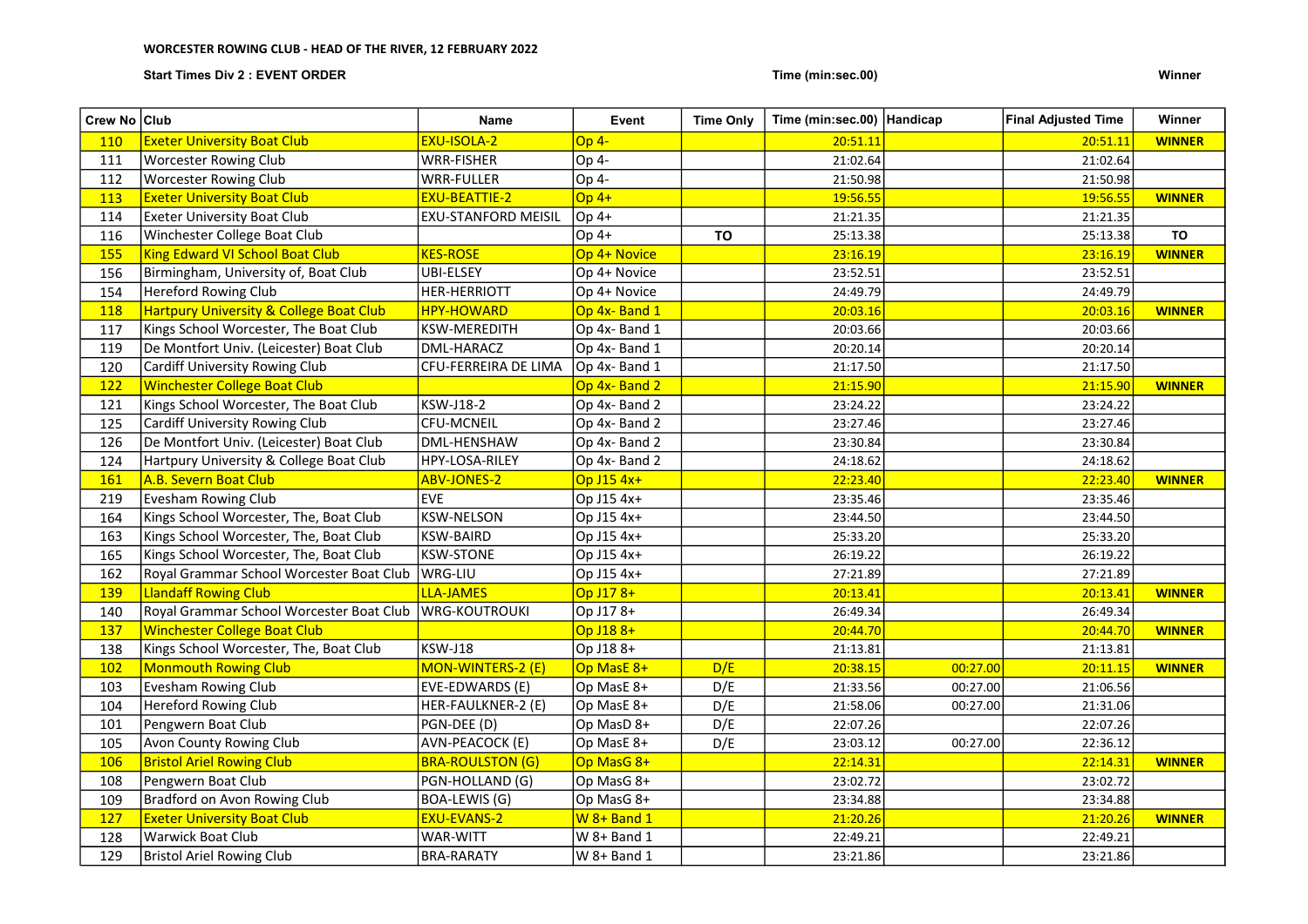**WORCESTER ROWING CLUB - HEAD OF THE RIVER, 12 FEBRUARY 2022**

**Start Times Div 2 : EVENT ORDER** **Time (min:sec.00)** **Winner**

| Crew No | Club | Name | Event | Time Only | Time (min:sec.00) | Handicap | Final Adjusted Time | Winner |
|---|---|---|---|---|---|---|---|---|
| 110 | Exeter University Boat Club | EXU-ISOLA-2 | Op 4- | | 20:51.11 | | 20:51.11 | **WINNER** |
| 111 | Worcester Rowing Club | WRR-FISHER | Op 4- | | 21:02.64 | | 21:02.64 | |
| 112 | Worcester Rowing Club | WRR-FULLER | Op 4- | | 21:50.98 | | 21:50.98 | |
| 113 | Exeter University Boat Club | EXU-BEATTIE-2 | Op 4+ | | 19:56.55 | | 19:56.55 | **WINNER** |
| 114 | Exeter University Boat Club | EXU-STANFORD MEISIL | Op 4+ | | 21:21.35 | | 21:21.35 | |
| 116 | Winchester College Boat Club | | Op 4+ | **TO** | 25:13.38 | | 25:13.38 | **TO** |
| 155 | King Edward VI School Boat Club | KES-ROSE | Op 4+ Novice | | 23:16.19 | | 23:16.19 | **WINNER** |
| 156 | Birmingham, University of, Boat Club | UBI-ELSEY | Op 4+ Novice | | 23:52.51 | | 23:52.51 | |
| 154 | Hereford Rowing Club | HER-HERRIOTT | Op 4+ Novice | | 24:49.79 | | 24:49.79 | |
| 118 | Hartpury University & College Boat Club | HPY-HOWARD | Op 4x- Band 1 | | 20:03.16 | | 20:03.16 | **WINNER** |
| 117 | Kings School Worcester, The Boat Club | KSW-MEREDITH | Op 4x- Band 1 | | 20:03.66 | | 20:03.66 | |
| 119 | De Montfort Univ. (Leicester) Boat Club | DML-HARACZ | Op 4x- Band 1 | | 20:20.14 | | 20:20.14 | |
| 120 | Cardiff University Rowing Club | CFU-FERREIRA DE LIMA | Op 4x- Band 1 | | 21:17.50 | | 21:17.50 | |
| 122 | Winchester College Boat Club | | Op 4x- Band 2 | | 21:15.90 | | 21:15.90 | **WINNER** |
| 121 | Kings School Worcester, The Boat Club | KSW-J18-2 | Op 4x- Band 2 | | 23:24.22 | | 23:24.22 | |
| 125 | Cardiff University Rowing Club | CFU-MCNEIL | Op 4x- Band 2 | | 23:27.46 | | 23:27.46 | |
| 126 | De Montfort Univ. (Leicester) Boat Club | DML-HENSHAW | Op 4x- Band 2 | | 23:30.84 | | 23:30.84 | |
| 124 | Hartpury University & College Boat Club | HPY-LOSA-RILEY | Op 4x- Band 2 | | 24:18.62 | | 24:18.62 | |
| 161 | A.B. Severn Boat Club | ABV-JONES-2 | Op J15 4x+ | | 22:23.40 | | 22:23.40 | **WINNER** |
| 219 | Evesham Rowing Club | EVE | Op J15 4x+ | | 23:35.46 | | 23:35.46 | |
| 164 | Kings School Worcester, The, Boat Club | KSW-NELSON | Op J15 4x+ | | 23:44.50 | | 23:44.50 | |
| 163 | Kings School Worcester, The, Boat Club | KSW-BAIRD | Op J15 4x+ | | 25:33.20 | | 25:33.20 | |
| 165 | Kings School Worcester, The, Boat Club | KSW-STONE | Op J15 4x+ | | 26:19.22 | | 26:19.22 | |
| 162 | Royal Grammar School Worcester Boat Club | WRG-LIU | Op J15 4x+ | | 27:21.89 | | 27:21.89 | |
| 139 | Llandaff Rowing Club | LLA-JAMES | Op J17 8+ | | 20:13.41 | | 20:13.41 | **WINNER** |
| 140 | Royal Grammar School Worcester Boat Club | WRG-KOUTROUKI | Op J17 8+ | | 26:49.34 | | 26:49.34 | |
| 137 | Winchester College Boat Club | | Op J18 8+ | | 20:44.70 | | 20:44.70 | **WINNER** |
| 138 | Kings School Worcester, The, Boat Club | KSW-J18 | Op J18 8+ | | 21:13.81 | | 21:13.81 | |
| 102 | Monmouth Rowing Club | MON-WINTERS-2 (E) | Op MasE 8+ | D/E | 20:38.15 | 00:27.00 | 20:11.15 | **WINNER** |
| 103 | Evesham Rowing Club | EVE-EDWARDS (E) | Op MasE 8+ | D/E | 21:33.56 | 00:27.00 | 21:06.56 | |
| 104 | Hereford Rowing Club | HER-FAULKNER-2 (E) | Op MasE 8+ | D/E | 21:58.06 | 00:27.00 | 21:31.06 | |
| 101 | Pengwern Boat Club | PGN-DEE (D) | Op MasD 8+ | D/E | 22:07.26 | | 22:07.26 | |
| 105 | Avon County Rowing Club | AVN-PEACOCK (E) | Op MasE 8+ | D/E | 23:03.12 | 00:27.00 | 22:36.12 | |
| 106 | Bristol Ariel Rowing Club | BRA-ROULSTON (G) | Op MasG 8+ | | 22:14.31 | | 22:14.31 | **WINNER** |
| 108 | Pengwern Boat Club | PGN-HOLLAND (G) | Op MasG 8+ | | 23:02.72 | | 23:02.72 | |
| 109 | Bradford on Avon Rowing Club | BOA-LEWIS (G) | Op MasG 8+ | | 23:34.88 | | 23:34.88 | |
| 127 | Exeter University Boat Club | EXU-EVANS-2 | W 8+ Band 1 | | 21:20.26 | | 21:20.26 | **WINNER** |
| 128 | Warwick Boat Club | WAR-WITT | W 8+ Band 1 | | 22:49.21 | | 22:49.21 | |
| 129 | Bristol Ariel Rowing Club | BRA-RARATY | W 8+ Band 1 | | 23:21.86 | | 23:21.86 | |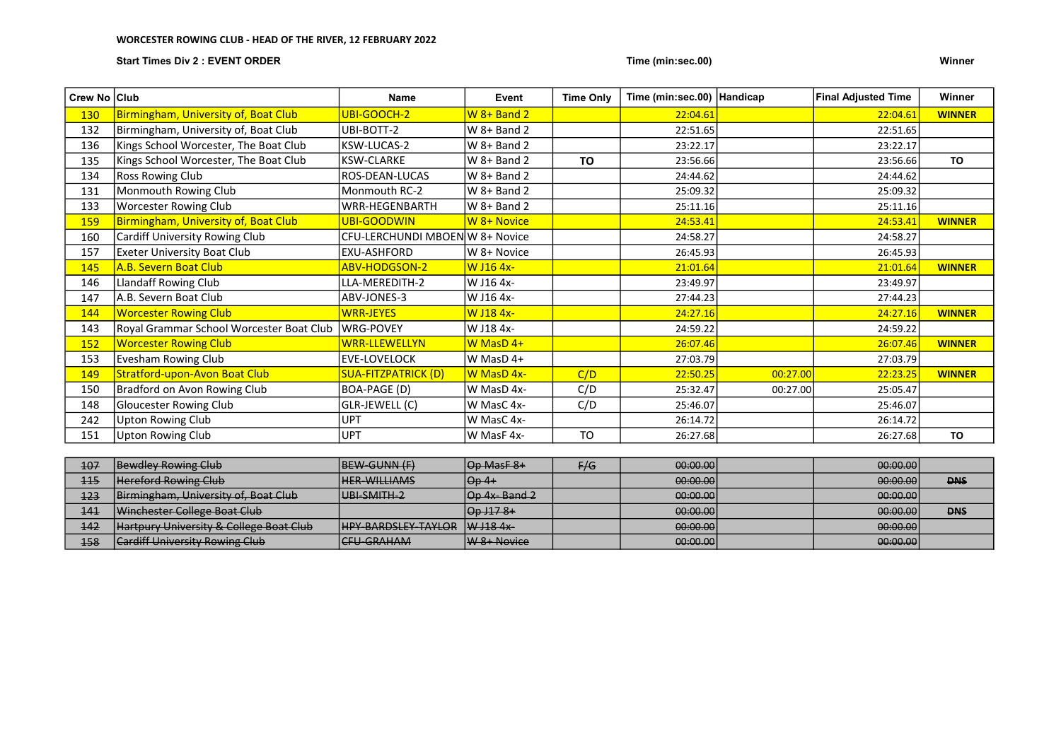**WORCESTER ROWING CLUB - HEAD OF THE RIVER, 12 FEBRUARY 2022**

**Start Times Div 2 : EVENT ORDER** **Time (min:sec.00)** **Winner**

| Crew No | Club | Name | Event | Time Only | Time (min:sec.00) | Handicap | Final Adjusted Time | Winner |
|---|---|---|---|---|---|---|---|---|
| 130 | Birmingham, University of, Boat Club | UBI-GOOCH-2 | W 8+ Band 2 | | 22:04.61 | | 22:04.61 | **WINNER** |
| 132 | Birmingham, University of, Boat Club | UBI-BOTT-2 | W 8+ Band 2 | | 22:51.65 | | 22:51.65 | |
| 136 | Kings School Worcester, The Boat Club | KSW-LUCAS-2 | W 8+ Band 2 | | 23:22.17 | | 23:22.17 | |
| 135 | Kings School Worcester, The Boat Club | KSW-CLARKE | W 8+ Band 2 | **TO** | 23:56.66 | | 23:56.66 | **TO** |
| 134 | Ross Rowing Club | ROS-DEAN-LUCAS | W 8+ Band 2 | | 24:44.62 | | 24:44.62 | |
| 131 | Monmouth Rowing Club | Monmouth RC-2 | W 8+ Band 2 | | 25:09.32 | | 25:09.32 | |
| 133 | Worcester Rowing Club | WRR-HEGENBARTH | W 8+ Band 2 | | 25:11.16 | | 25:11.16 | |
| 159 | Birmingham, University of, Boat Club | UBI-GOODWIN | W 8+ Novice | | 24:53.41 | | 24:53.41 | **WINNER** |
| 160 | Cardiff University Rowing Club | CFU-LERCHUNDI MBOEN | W 8+ Novice | | 24:58.27 | | 24:58.27 | |
| 157 | Exeter University Boat Club | EXU-ASHFORD | W 8+ Novice | | 26:45.93 | | 26:45.93 | |
| 145 | A.B. Severn Boat Club | ABV-HODGSON-2 | W J16 4x- | | 21:01.64 | | 21:01.64 | **WINNER** |
| 146 | Llandaff Rowing Club | LLA-MEREDITH-2 | W J16 4x- | | 23:49.97 | | 23:49.97 | |
| 147 | A.B. Severn Boat Club | ABV-JONES-3 | W J16 4x- | | 27:44.23 | | 27:44.23 | |
| 144 | Worcester Rowing Club | WRR-JEYES | W J18 4x- | | 24:27.16 | | 24:27.16 | **WINNER** |
| 143 | Royal Grammar School Worcester Boat Club | WRG-POVEY | W J18 4x- | | 24:59.22 | | 24:59.22 | |
| 152 | Worcester Rowing Club | WRR-LLEWELLYN | W MasD 4+ | | 26:07.46 | | 26:07.46 | **WINNER** |
| 153 | Evesham Rowing Club | EVE-LOVELOCK | W MasD 4+ | | 27:03.79 | | 27:03.79 | |
| 149 | Stratford-upon-Avon Boat Club | SUA-FITZPATRICK (D) | W MasD 4x- | C/D | 22:50.25 | 00:27.00 | 22:23.25 | **WINNER** |
| 150 | Bradford on Avon Rowing Club | BOA-PAGE (D) | W MasD 4x- | C/D | 25:32.47 | 00:27.00 | 25:05.47 | |
| 148 | Gloucester Rowing Club | GLR-JEWELL (C) | W MasC 4x- | C/D | 25:46.07 | | 25:46.07 | |
| 242 | Upton Rowing Club | UPT | W MasC 4x- | | 26:14.72 | | 26:14.72 | |
| 151 | Upton Rowing Club | UPT | W MasF 4x- | TO | 26:27.68 | | 26:27.68 | **TO** |

| | | | | | | | | |
|---|---|---|---|---|---|---|---|---|
| ~~107~~ | ~~Bewdley Rowing Club~~ | ~~BEW-GUNN (F)~~ | ~~Op MasF 8+~~ | ~~F/G~~ | ~~00:00.00~~ | | ~~00:00.00~~ | |
| ~~115~~ | ~~Hereford Rowing Club~~ | ~~HER-WILLIAMS~~ | ~~Op 4+~~ | | ~~00:00.00~~ | | ~~00:00.00~~ | ~~**DNS**~~ |
| ~~123~~ | ~~Birmingham, University of, Boat Club~~ | ~~UBI-SMITH-2~~ | ~~Op 4x- Band 2~~ | | ~~00:00.00~~ | | ~~00:00.00~~ | |
| ~~141~~ | ~~Winchester College Boat Club~~ | | ~~Op J17 8+~~ | | ~~00:00.00~~ | | ~~00:00.00~~ | ~~**DNS**~~ |
| ~~142~~ | ~~Hartpury University & College Boat Club~~ | ~~HPY-BARDSLEY-TAYLOR~~ | ~~W J18 4x-~~ | | ~~00:00.00~~ | | ~~00:00.00~~ | |
| ~~158~~ | ~~Cardiff University Rowing Club~~ | ~~CFU-GRAHAM~~ | ~~W 8+ Novice~~ | | ~~00:00.00~~ | | ~~00:00.00~~ | |